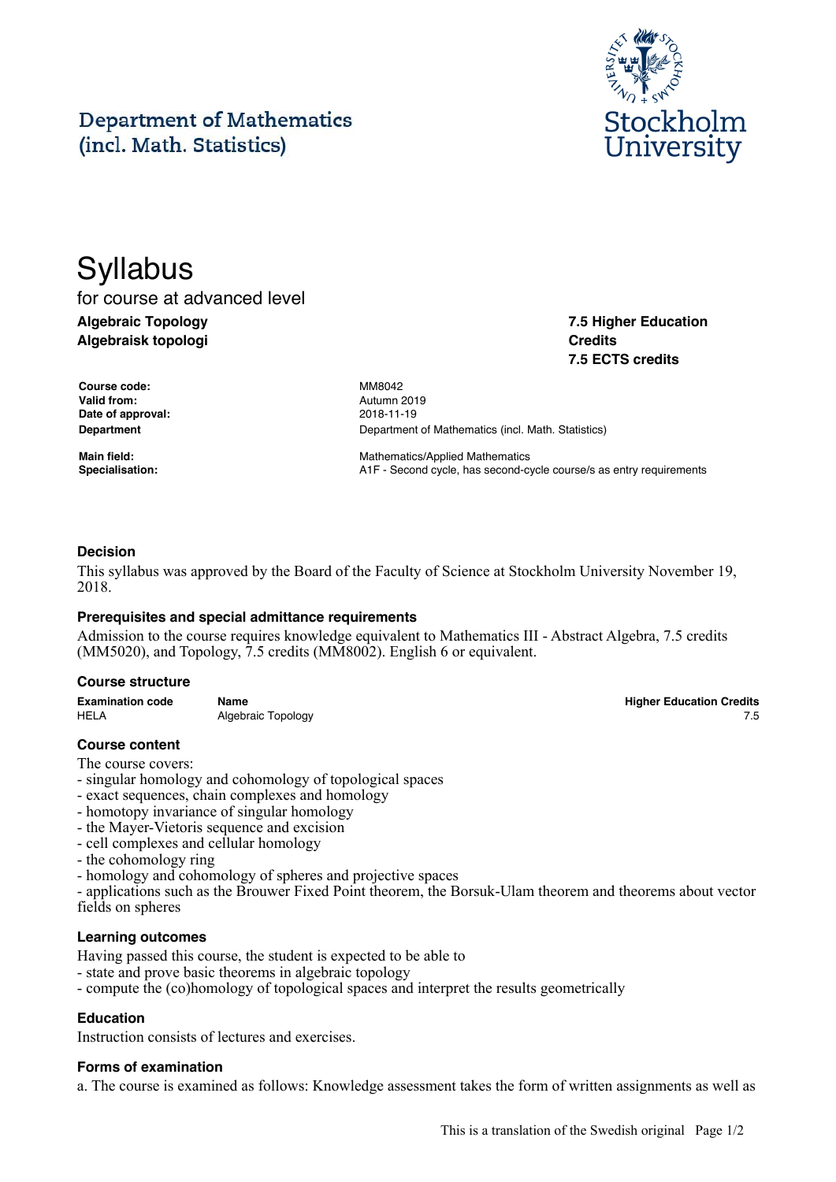Department of Mathematics
(incl. Math. Statistics)

Stockholm University

# Syllabus

for course at advanced level

**Algebraic Topology**
**Algebraisk topologi**

**7.5 Higher Education Credits**
**7.5 ECTS credits**

| | |
|---|---|
| **Course code:** | MM8042 |
| **Valid from:** | Autumn 2019 |
| **Date of approval:** | 2018-11-19 |
| **Department** | Department of Mathematics (incl. Math. Statistics) |
| **Main field:** | Mathematics/Applied Mathematics |
| **Specialisation:** | A1F - Second cycle, has second-cycle course/s as entry requirements |

### Decision

This syllabus was approved by the Board of the Faculty of Science at Stockholm University November 19, 2018.

### Prerequisites and special admittance requirements

Admission to the course requires knowledge equivalent to Mathematics III - Abstract Algebra, 7.5 credits (MM5020), and Topology, 7.5 credits (MM8002). English 6 or equivalent.

### Course structure

| Examination code | Name | Higher Education Credits |
|---|---|---|
| HELA | Algebraic Topology | 7.5 |

### Course content

The course covers:
- singular homology and cohomology of topological spaces
- exact sequences, chain complexes and homology
- homotopy invariance of singular homology
- the Mayer-Vietoris sequence and excision
- cell complexes and cellular homology
- the cohomology ring
- homology and cohomology of spheres and projective spaces
- applications such as the Brouwer Fixed Point theorem, the Borsuk-Ulam theorem and theorems about vector fields on spheres

### Learning outcomes

Having passed this course, the student is expected to be able to
- state and prove basic theorems in algebraic topology
- compute the (co)homology of topological spaces and interpret the results geometrically

### Education

Instruction consists of lectures and exercises.

### Forms of examination

a. The course is examined as follows: Knowledge assessment takes the form of written assignments as well as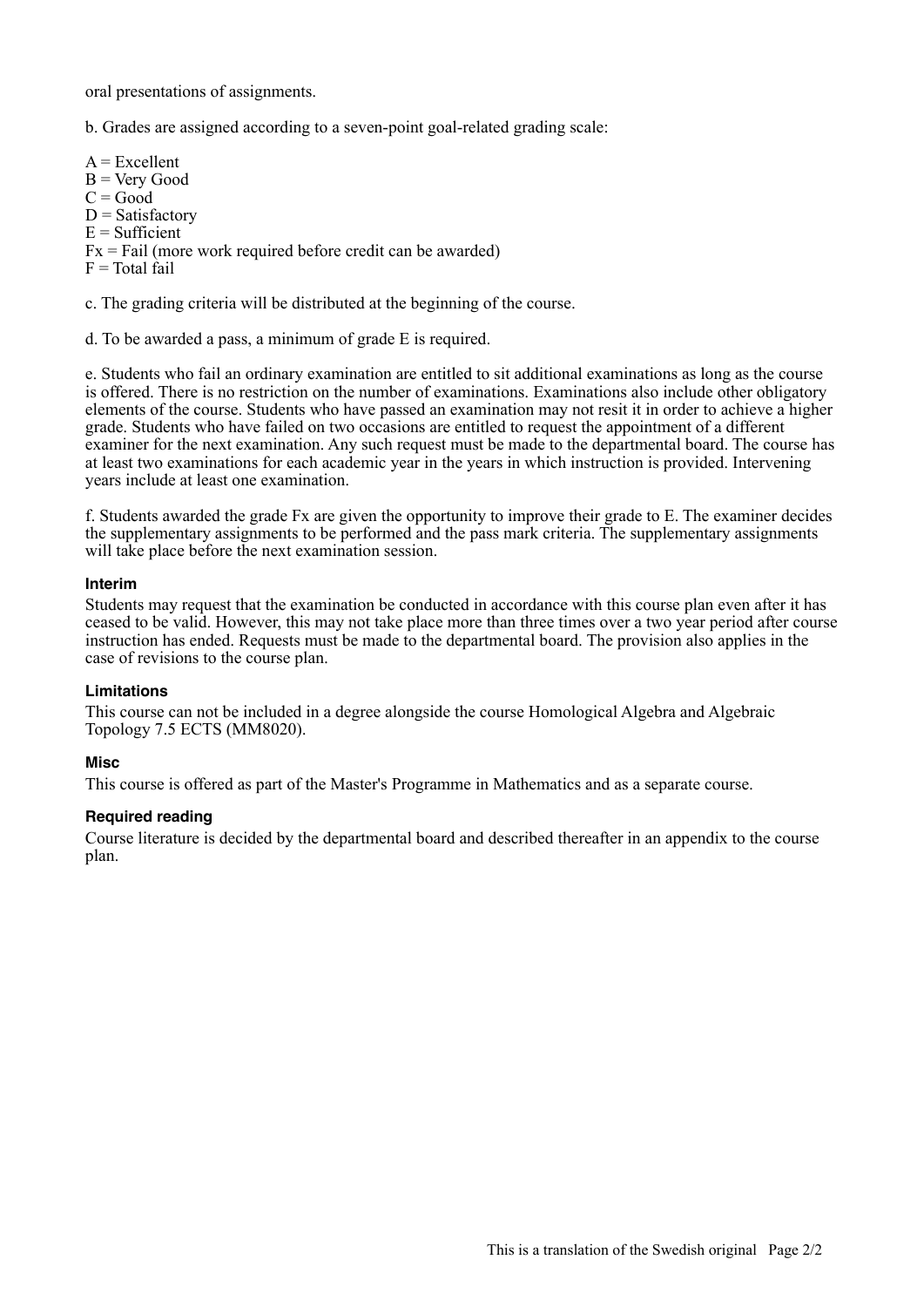oral presentations of assignments.

b. Grades are assigned according to a seven-point goal-related grading scale:

A = Excellent
B = Very Good
C = Good
D = Satisfactory
E = Sufficient
Fx = Fail (more work required before credit can be awarded)
F = Total fail

c. The grading criteria will be distributed at the beginning of the course.

d. To be awarded a pass, a minimum of grade E is required.

e. Students who fail an ordinary examination are entitled to sit additional examinations as long as the course is offered. There is no restriction on the number of examinations. Examinations also include other obligatory elements of the course. Students who have passed an examination may not resit it in order to achieve a higher grade. Students who have failed on two occasions are entitled to request the appointment of a different examiner for the next examination. Any such request must be made to the departmental board. The course has at least two examinations for each academic year in the years in which instruction is provided. Intervening years include at least one examination.

f. Students awarded the grade Fx are given the opportunity to improve their grade to E. The examiner decides the supplementary assignments to be performed and the pass mark criteria. The supplementary assignments will take place before the next examination session.

#### Interim

Students may request that the examination be conducted in accordance with this course plan even after it has ceased to be valid. However, this may not take place more than three times over a two year period after course instruction has ended. Requests must be made to the departmental board. The provision also applies in the case of revisions to the course plan.

#### Limitations

This course can not be included in a degree alongside the course Homological Algebra and Algebraic Topology 7.5 ECTS (MM8020).

#### Misc

This course is offered as part of the Master's Programme in Mathematics and as a separate course.

#### Required reading

Course literature is decided by the departmental board and described thereafter in an appendix to the course plan.

This is a translation of the Swedish original